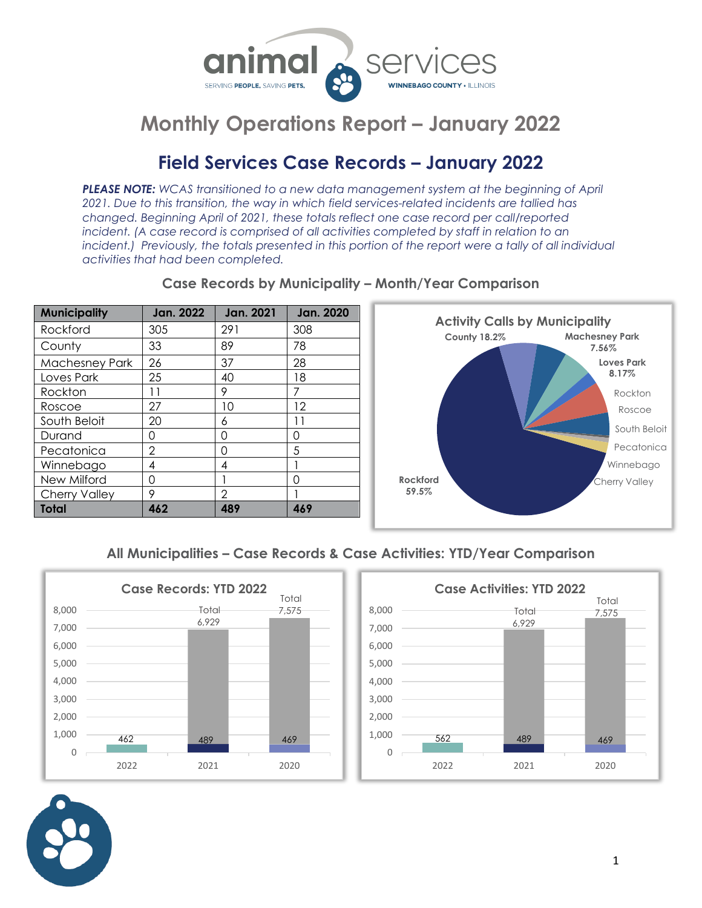# Monthly Operations Report – January 2022

## Field Services Case Records – January 2022

***PLEASE NOTE:*** *WCAS transitioned to a new data management system at the beginning of April 2021. Due to this transition, the way in which field services-related incidents are tallied has changed. Beginning April of 2021, these totals reflect one case record per call/reported incident. (A case record is comprised of all activities completed by staff in relation to an incident.) Previously, the totals presented in this portion of the report were a tally of all individual activities that had been completed.*

### Case Records by Municipality – Month/Year Comparison

| Municipality | Jan. 2022 | Jan. 2021 | Jan. 2020 |
|---|---|---|---|
| Rockford | 305 | 291 | 308 |
| County | 33 | 89 | 78 |
| Machesney Park | 26 | 37 | 28 |
| Loves Park | 25 | 40 | 18 |
| Rockton | 11 | 9 | 7 |
| Roscoe | 27 | 10 | 12 |
| South Beloit | 20 | 6 | 11 |
| Durand | 0 | 0 | 0 |
| Pecatonica | 2 | 0 | 5 |
| Winnebago | 4 | 4 | 1 |
| New Milford | 0 | 1 | 0 |
| Cherry Valley | 9 | 2 | 1 |
| **Total** | **462** | **489** | **469** |

**Activity Calls by Municipality**

| Municipality | Share |
|---|---|
| Rockford | 59.5% |
| County | 18.2% |
| Machesney Park | 7.56% |
| Loves Park | 8.17% |
| Rockton | |
| Roscoe | |
| South Beloit | |
| Pecatonica | |
| Winnebago | |
| Cherry Valley | |

### All Municipalities – Case Records & Case Activities: YTD/Year Comparison

**Case Records: YTD 2022**

| Year | January | Total |
|---|---|---|
| 2022 | 462 | |
| 2021 | 489 | 6,929 |
| 2020 | 469 | 7,575 |

**Case Activities: YTD 2022**

| Year | January | Total |
|---|---|---|
| 2022 | 562 | |
| 2021 | 489 | 6,929 |
| 2020 | 469 | 7,575 |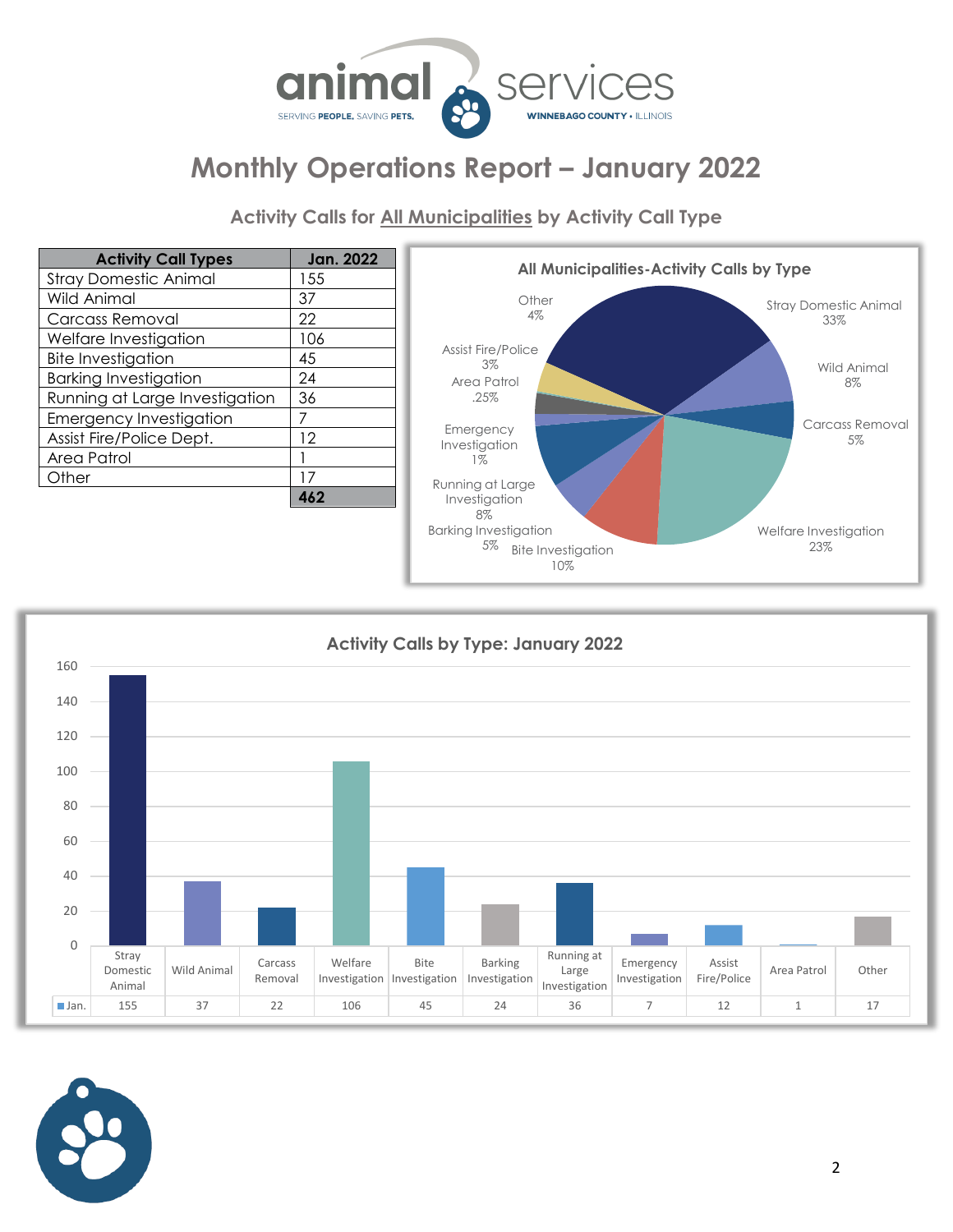# Monthly Operations Report – January 2022

### Activity Calls for All Municipalities by Activity Call Type

| Activity Call Types | Jan. 2022 |
|---|---|
| Stray Domestic Animal | 155 |
| Wild Animal | 37 |
| Carcass Removal | 22 |
| Welfare Investigation | 106 |
| Bite Investigation | 45 |
| Barking Investigation | 24 |
| Running at Large Investigation | 36 |
| Emergency Investigation | 7 |
| Assist Fire/Police Dept. | 12 |
| Area Patrol | 1 |
| Other | 17 |
| | **462** |

**All Municipalities-Activity Calls by Type**

| Type | Percent |
|---|---|
| Stray Domestic Animal | 33% |
| Wild Animal | 8% |
| Carcass Removal | 5% |
| Welfare Investigation | 23% |
| Bite Investigation | 10% |
| Barking Investigation | 5% |
| Running at Large Investigation | 8% |
| Emergency Investigation | 1% |
| Area Patrol | .25% |
| Assist Fire/Police | 3% |
| Other | 4% |

**Activity Calls by Type: January 2022**

| | Stray Domestic Animal | Wild Animal | Carcass Removal | Welfare Investigation | Bite Investigation | Barking Investigation | Running at Large Investigation | Emergency Investigation | Assist Fire/Police | Area Patrol | Other |
|---|---|---|---|---|---|---|---|---|---|---|---|
| Jan. | 155 | 37 | 22 | 106 | 45 | 24 | 36 | 7 | 12 | 1 | 17 |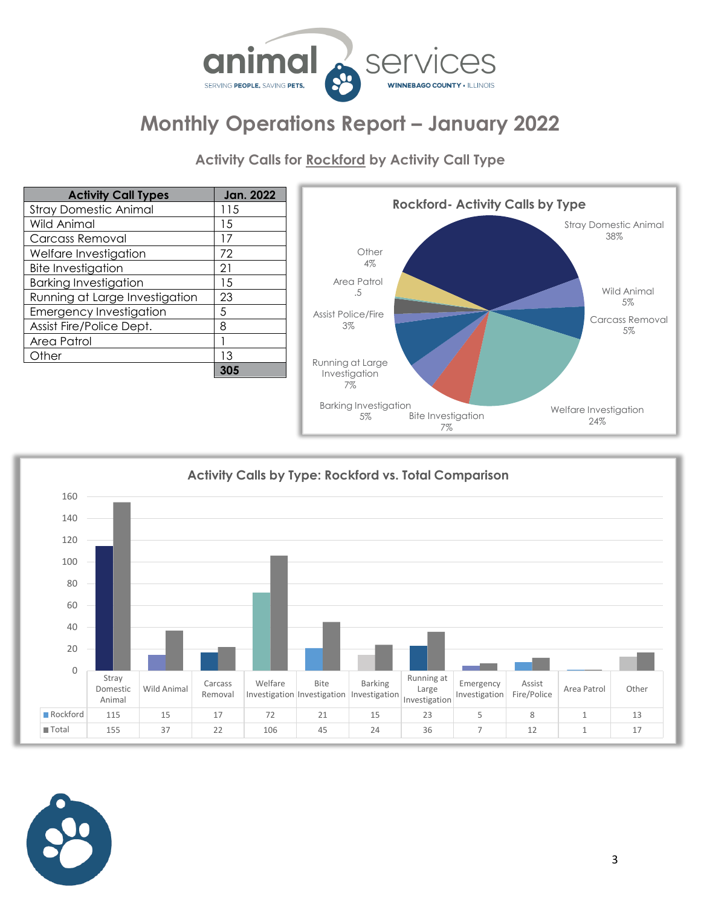# Monthly Operations Report – January 2022

### Activity Calls for Rockford by Activity Call Type

| Activity Call Types | Jan. 2022 |
|---|---|
| Stray Domestic Animal | 115 |
| Wild Animal | 15 |
| Carcass Removal | 17 |
| Welfare Investigation | 72 |
| Bite Investigation | 21 |
| Barking Investigation | 15 |
| Running at Large Investigation | 23 |
| Emergency Investigation | 5 |
| Assist Fire/Police Dept. | 8 |
| Area Patrol | 1 |
| Other | 13 |
| | **305** |

**Rockford- Activity Calls by Type**

- Stray Domestic Animal 38%
- Wild Animal 5%
- Carcass Removal 5%
- Welfare Investigation 24%
- Bite Investigation 7%
- Barking Investigation 5%
- Running at Large Investigation 7%
- Assist Police/Fire 3%
- Area Patrol .5
- Other 4%

**Activity Calls by Type: Rockford vs. Total Comparison**

| | Stray Domestic Animal | Wild Animal | Carcass Removal | Welfare Investigation | Bite Investigation | Barking Investigation | Running at Large Investigation | Emergency Investigation | Assist Fire/Police | Area Patrol | Other |
|---|---|---|---|---|---|---|---|---|---|---|---|
| Rockford | 115 | 15 | 17 | 72 | 21 | 15 | 23 | 5 | 8 | 1 | 13 |
| Total | 155 | 37 | 22 | 106 | 45 | 24 | 36 | 7 | 12 | 1 | 17 |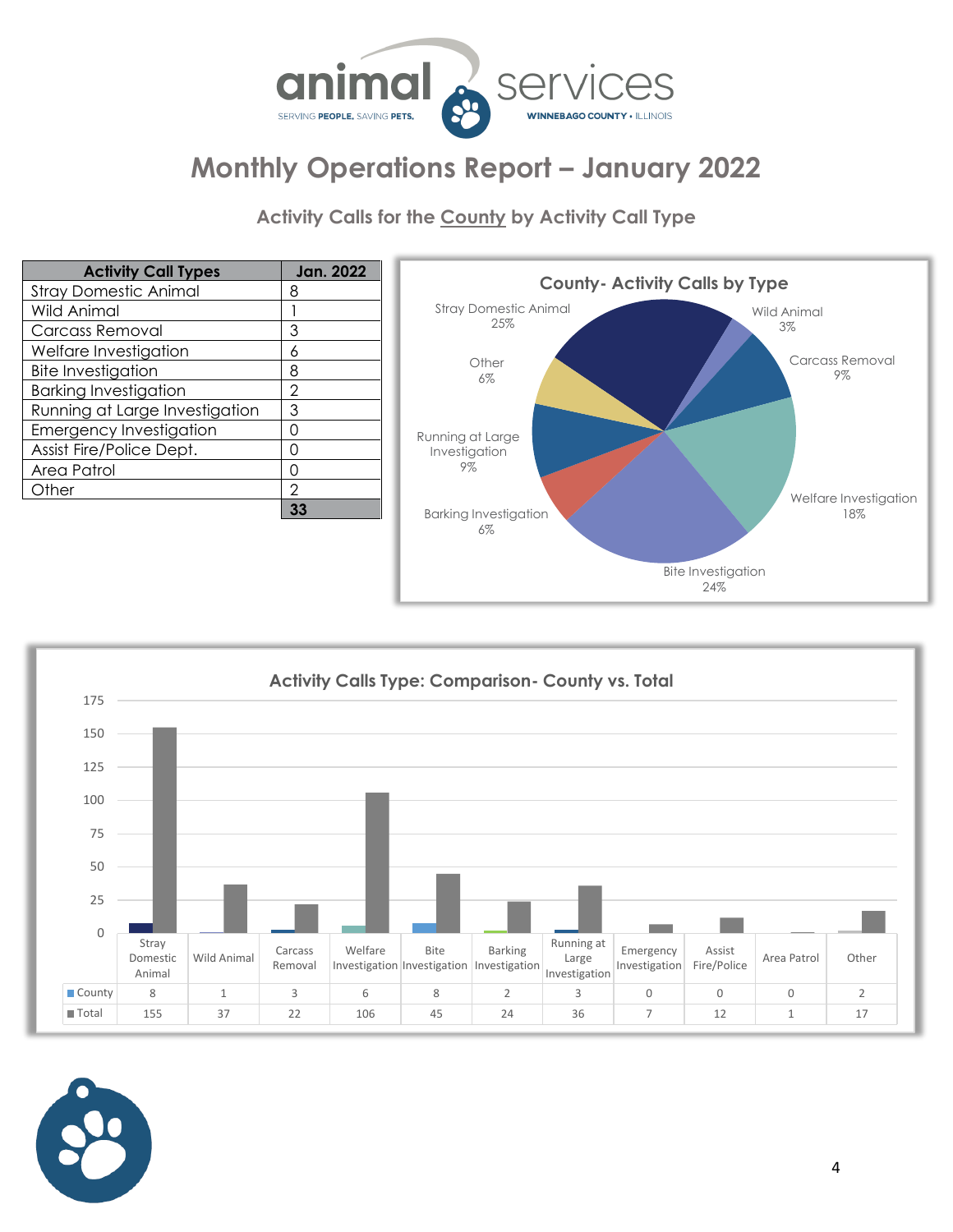animal services

SERVING PEOPLE. SAVING PETS. — WINNEBAGO COUNTY • ILLINOIS

# Monthly Operations Report – January 2022

## Activity Calls for the County by Activity Call Type

| Activity Call Types | Jan. 2022 |
|---|---|
| Stray Domestic Animal | 8 |
| Wild Animal | 1 |
| Carcass Removal | 3 |
| Welfare Investigation | 6 |
| Bite Investigation | 8 |
| Barking Investigation | 2 |
| Running at Large Investigation | 3 |
| Emergency Investigation | 0 |
| Assist Fire/Police Dept. | 0 |
| Area Patrol | 0 |
| Other | 2 |
| | **33** |

**County- Activity Calls by Type**

- Stray Domestic Animal 25%
- Wild Animal 3%
- Carcass Removal 9%
- Welfare Investigation 18%
- Bite Investigation 24%
- Barking Investigation 6%
- Running at Large Investigation 9%
- Other 6%

**Activity Calls Type: Comparison- County vs. Total**

| | Stray Domestic Animal | Wild Animal | Carcass Removal | Welfare Investigation | Bite Investigation | Barking Investigation | Running at Large Investigation | Emergency Investigation | Assist Fire/Police | Area Patrol | Other |
|---|---|---|---|---|---|---|---|---|---|---|---|
| County | 8 | 1 | 3 | 6 | 8 | 2 | 3 | 0 | 0 | 0 | 2 |
| Total | 155 | 37 | 22 | 106 | 45 | 24 | 36 | 7 | 12 | 1 | 17 |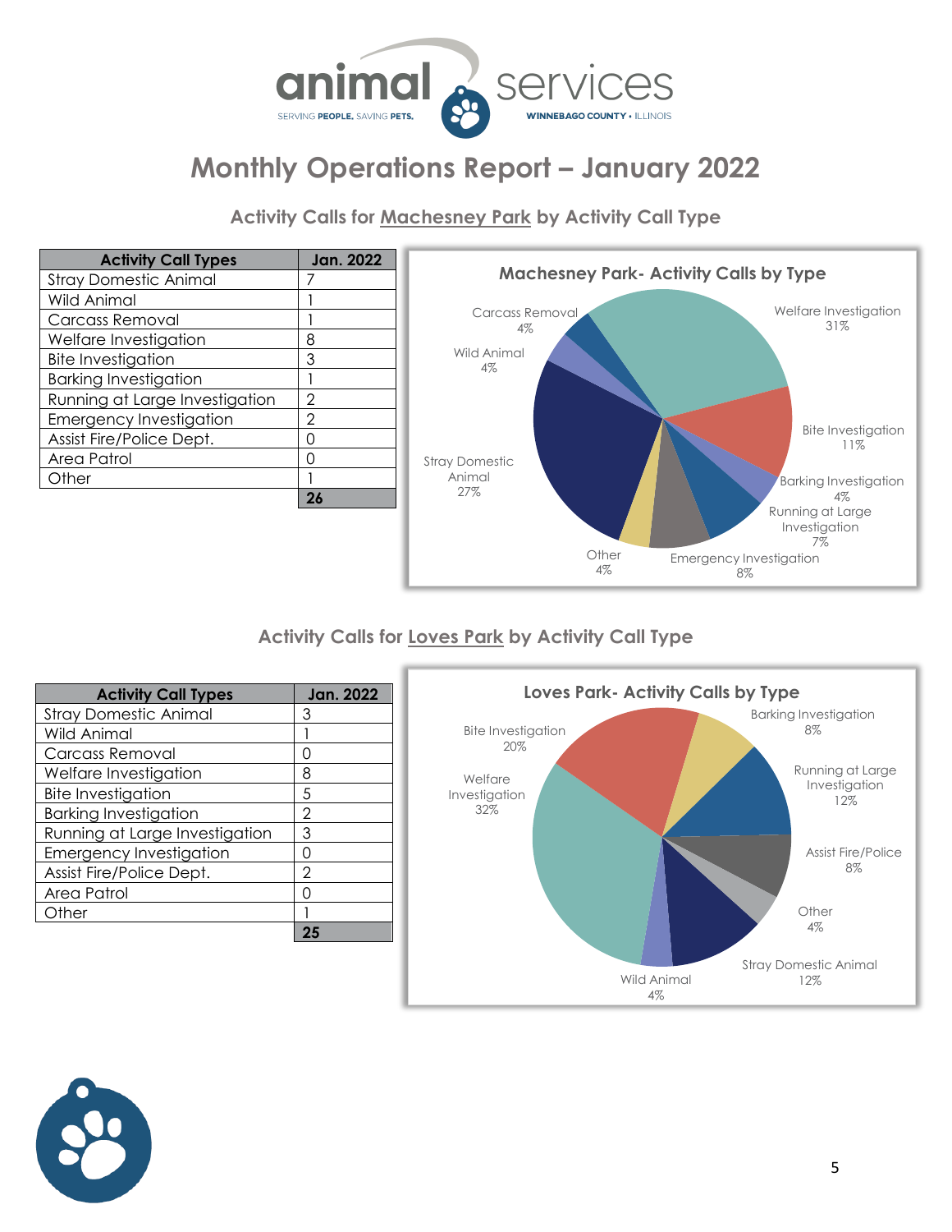# Monthly Operations Report – January 2022

## Activity Calls for Machesney Park by Activity Call Type

| Activity Call Types | Jan. 2022 |
|---|---|
| Stray Domestic Animal | 7 |
| Wild Animal | 1 |
| Carcass Removal | 1 |
| Welfare Investigation | 8 |
| Bite Investigation | 3 |
| Barking Investigation | 1 |
| Running at Large Investigation | 2 |
| Emergency Investigation | 2 |
| Assist Fire/Police Dept. | 0 |
| Area Patrol | 0 |
| Other | 1 |
| | **26** |

**Machesney Park- Activity Calls by Type**

- Welfare Investigation 31%
- Bite Investigation 11%
- Barking Investigation 4%
- Running at Large Investigation 7%
- Emergency Investigation 8%
- Other 4%
- Stray Domestic Animal 27%
- Wild Animal 4%
- Carcass Removal 4%

## Activity Calls for Loves Park by Activity Call Type

| Activity Call Types | Jan. 2022 |
|---|---|
| Stray Domestic Animal | 3 |
| Wild Animal | 1 |
| Carcass Removal | 0 |
| Welfare Investigation | 8 |
| Bite Investigation | 5 |
| Barking Investigation | 2 |
| Running at Large Investigation | 3 |
| Emergency Investigation | 0 |
| Assist Fire/Police Dept. | 2 |
| Area Patrol | 0 |
| Other | 1 |
| | **25** |

**Loves Park- Activity Calls by Type**

- Bite Investigation 20%
- Barking Investigation 8%
- Running at Large Investigation 12%
- Assist Fire/Police 8%
- Other 4%
- Stray Domestic Animal 12%
- Wild Animal 4%
- Welfare Investigation 32%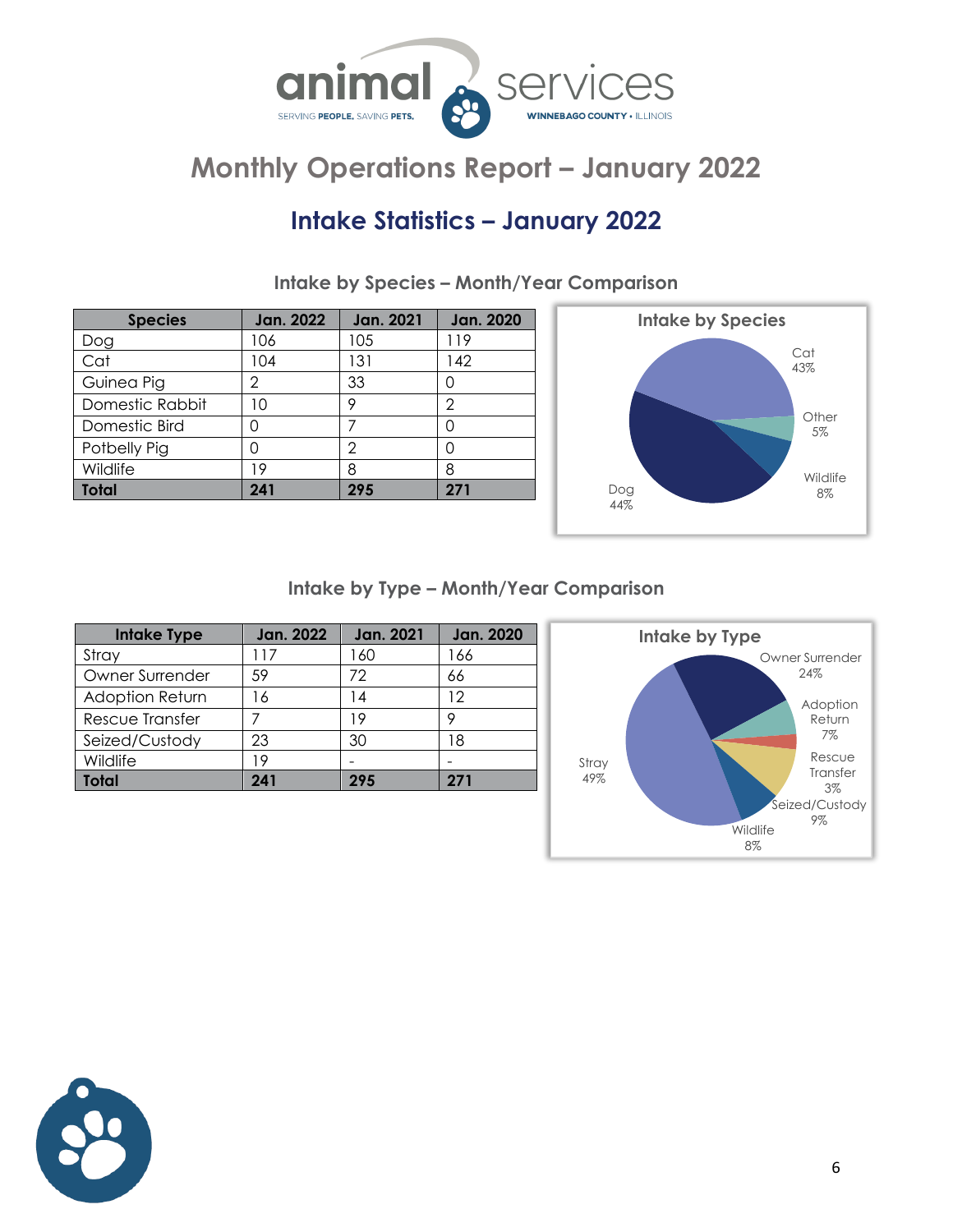# Monthly Operations Report – January 2022

## Intake Statistics – January 2022

### Intake by Species – Month/Year Comparison

| Species | Jan. 2022 | Jan. 2021 | Jan. 2020 |
|---|---|---|---|
| Dog | 106 | 105 | 119 |
| Cat | 104 | 131 | 142 |
| Guinea Pig | 2 | 33 | 0 |
| Domestic Rabbit | 10 | 9 | 2 |
| Domestic Bird | 0 | 7 | 0 |
| Potbelly Pig | 0 | 2 | 0 |
| Wildlife | 19 | 8 | 8 |
| **Total** | **241** | **295** | **271** |

**Intake by Species**

Cat 43%
Other 5%
Wildlife 8%
Dog 44%

### Intake by Type – Month/Year Comparison

| Intake Type | Jan. 2022 | Jan. 2021 | Jan. 2020 |
|---|---|---|---|
| Stray | 117 | 160 | 166 |
| Owner Surrender | 59 | 72 | 66 |
| Adoption Return | 16 | 14 | 12 |
| Rescue Transfer | 7 | 19 | 9 |
| Seized/Custody | 23 | 30 | 18 |
| Wildlife | 19 | - | - |
| **Total** | **241** | **295** | **271** |

**Intake by Type**

Owner Surrender 24%
Adoption Return 7%
Rescue Transfer 3%
Seized/Custody 9%
Wildlife 8%
Stray 49%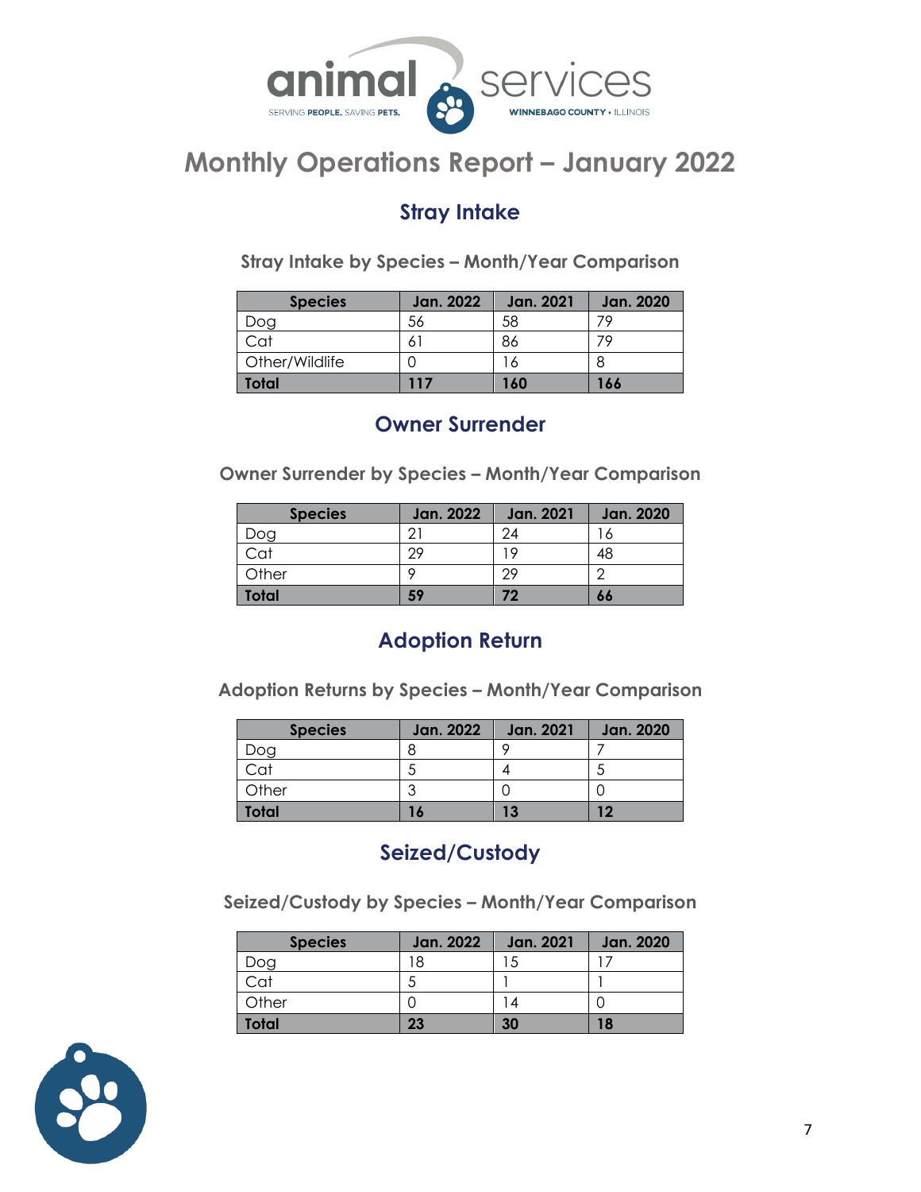# Monthly Operations Report – January 2022

## Stray Intake

### Stray Intake by Species – Month/Year Comparison

| Species | Jan. 2022 | Jan. 2021 | Jan. 2020 |
|---|---|---|---|
| Dog | 56 | 58 | 79 |
| Cat | 61 | 86 | 79 |
| Other/Wildlife | 0 | 16 | 8 |
| **Total** | **117** | **160** | **166** |

## Owner Surrender

### Owner Surrender by Species – Month/Year Comparison

| Species | Jan. 2022 | Jan. 2021 | Jan. 2020 |
|---|---|---|---|
| Dog | 21 | 24 | 16 |
| Cat | 29 | 19 | 48 |
| Other | 9 | 29 | 2 |
| **Total** | **59** | **72** | **66** |

## Adoption Return

### Adoption Returns by Species – Month/Year Comparison

| Species | Jan. 2022 | Jan. 2021 | Jan. 2020 |
|---|---|---|---|
| Dog | 8 | 9 | 7 |
| Cat | 5 | 4 | 5 |
| Other | 3 | 0 | 0 |
| **Total** | **16** | **13** | **12** |

## Seized/Custody

### Seized/Custody by Species – Month/Year Comparison

| Species | Jan. 2022 | Jan. 2021 | Jan. 2020 |
|---|---|---|---|
| Dog | 18 | 15 | 17 |
| Cat | 5 | 1 | 1 |
| Other | 0 | 14 | 0 |
| **Total** | **23** | **30** | **18** |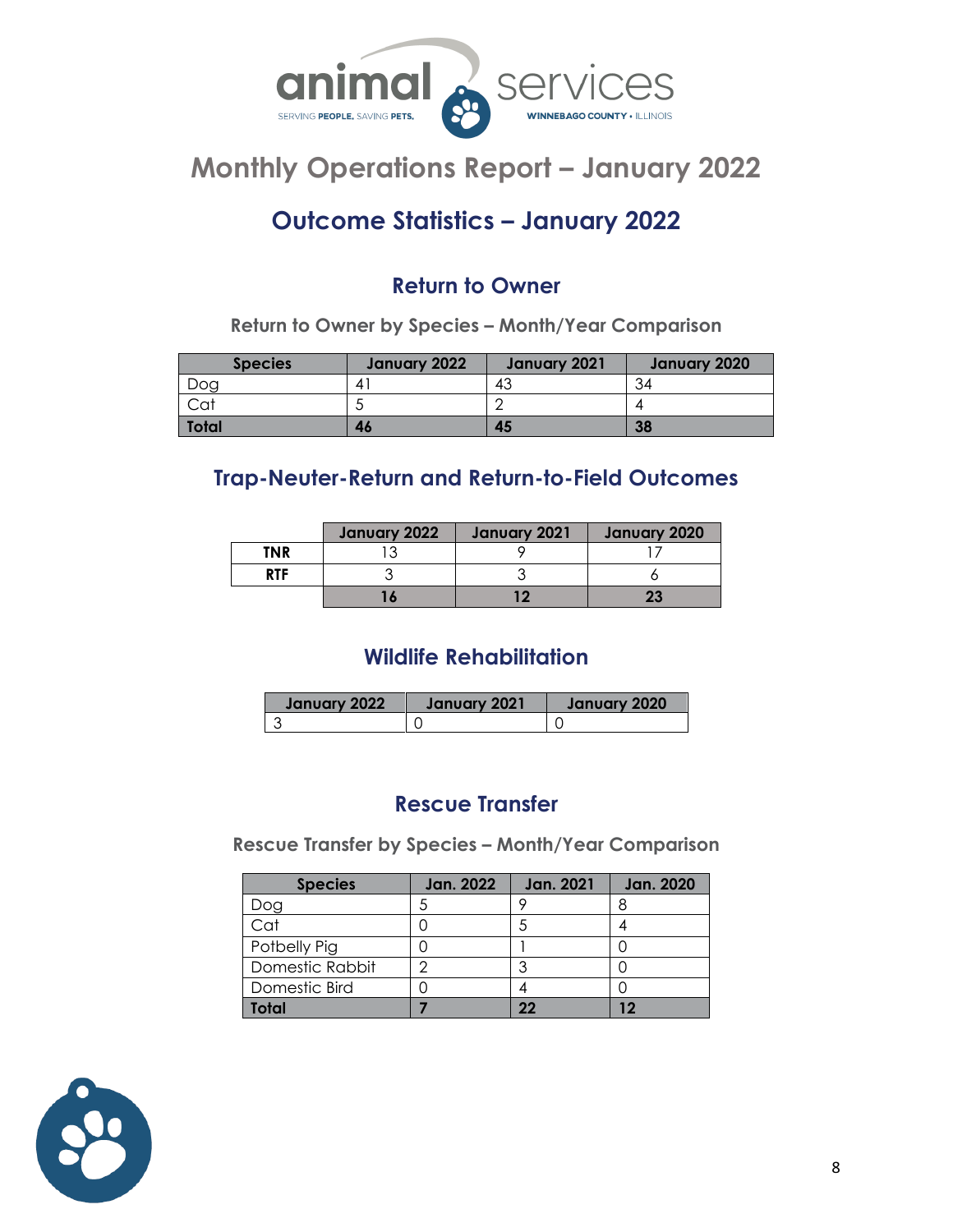# Monthly Operations Report – January 2022

## Outcome Statistics – January 2022

### Return to Owner

**Return to Owner by Species – Month/Year Comparison**

| Species | January 2022 | January 2021 | January 2020 |
|---|---|---|---|
| Dog | 41 | 43 | 34 |
| Cat | 5 | 2 | 4 |
| **Total** | **46** | **45** | **38** |

### Trap-Neuter-Return and Return-to-Field Outcomes

| | January 2022 | January 2021 | January 2020 |
|---|---|---|---|
| **TNR** | 13 | 9 | 17 |
| **RTF** | 3 | 3 | 6 |
| | **16** | **12** | **23** |

### Wildlife Rehabilitation

| January 2022 | January 2021 | January 2020 |
|---|---|---|
| 3 | 0 | 0 |

### Rescue Transfer

**Rescue Transfer by Species – Month/Year Comparison**

| Species | Jan. 2022 | Jan. 2021 | Jan. 2020 |
|---|---|---|---|
| Dog | 5 | 9 | 8 |
| Cat | 0 | 5 | 4 |
| Potbelly Pig | 0 | 1 | 0 |
| Domestic Rabbit | 2 | 3 | 0 |
| Domestic Bird | 0 | 4 | 0 |
| **Total** | **7** | **22** | **12** |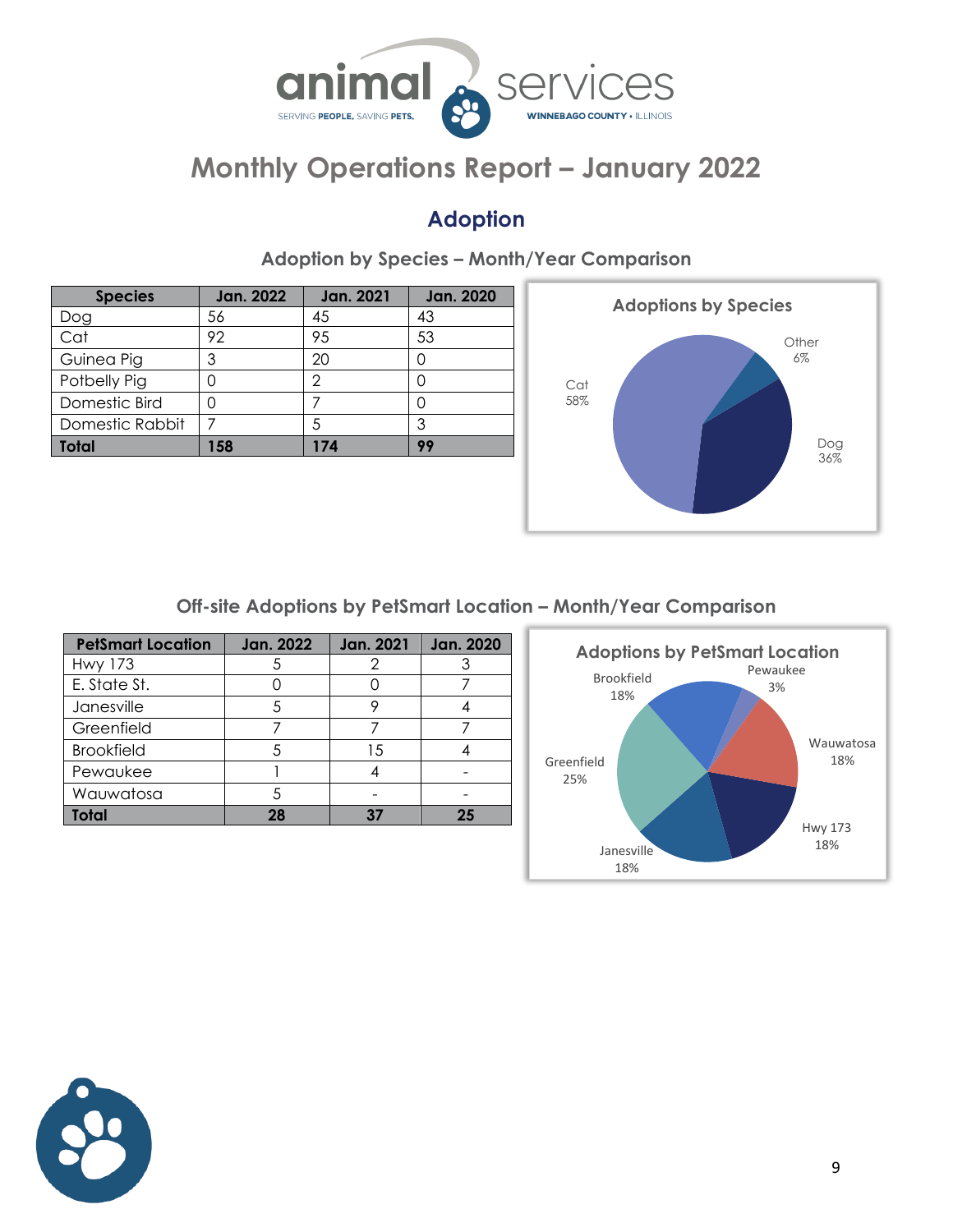# Monthly Operations Report – January 2022

## Adoption

### Adoption by Species – Month/Year Comparison

| Species | Jan. 2022 | Jan. 2021 | Jan. 2020 |
|---|---|---|---|
| Dog | 56 | 45 | 43 |
| Cat | 92 | 95 | 53 |
| Guinea Pig | 3 | 20 | 0 |
| Potbelly Pig | 0 | 2 | 0 |
| Domestic Bird | 0 | 7 | 0 |
| Domestic Rabbit | 7 | 5 | 3 |
| **Total** | **158** | **174** | **99** |

**Adoptions by Species**

Cat 58%, Dog 36%, Other 6%

### Off-site Adoptions by PetSmart Location – Month/Year Comparison

| PetSmart Location | Jan. 2022 | Jan. 2021 | Jan. 2020 |
|---|---|---|---|
| Hwy 173 | 5 | 2 | 3 |
| E. State St. | 0 | 0 | 7 |
| Janesville | 5 | 9 | 4 |
| Greenfield | 7 | 7 | 7 |
| Brookfield | 5 | 15 | 4 |
| Pewaukee | 1 | 4 | - |
| Wauwatosa | 5 | - | - |
| **Total** | **28** | **37** | **25** |

**Adoptions by PetSmart Location**

Brookfield 18%, Pewaukee 3%, Wauwatosa 18%, Hwy 173 18%, Janesville 18%, Greenfield 25%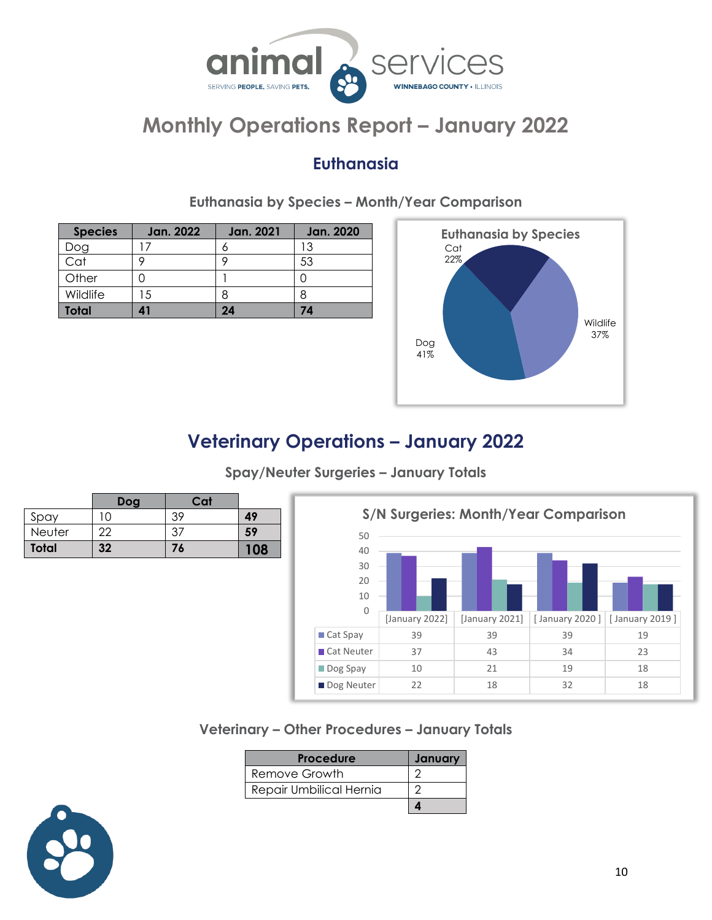animal services

SERVING PEOPLE. SAVING PETS.

WINNEBAGO COUNTY • ILLINOIS

# Monthly Operations Report – January 2022

## Euthanasia

### Euthanasia by Species – Month/Year Comparison

| Species | Jan. 2022 | Jan. 2021 | Jan. 2020 |
|---|---|---|---|
| Dog | 17 | 6 | 13 |
| Cat | 9 | 9 | 53 |
| Other | 0 | 1 | 0 |
| Wildlife | 15 | 8 | 8 |
| **Total** | **41** | **24** | **74** |

Euthanasia by Species

Cat 22%

Wildlife 37%

Dog 41%

## Veterinary Operations – January 2022

### Spay/Neuter Surgeries – January Totals

| | Dog | Cat | |
|---|---|---|---|
| Spay | 10 | 39 | **49** |
| Neuter | 22 | 37 | **59** |
| **Total** | **32** | **76** | **108** |

S/N Surgeries: Month/Year Comparison

50
40
30
20
10
0

[January 2022] [January 2021] [ January 2020 ] [ January 2019 ]

Cat Spay 39 39 39 19

Cat Neuter 37 43 34 23

Dog Spay 10 21 19 18

Dog Neuter 22 18 32 18

### Veterinary – Other Procedures – January Totals

| Procedure | January |
|---|---|
| Remove Growth | 2 |
| Repair Umbilical Hernia | 2 |
| | **4** |